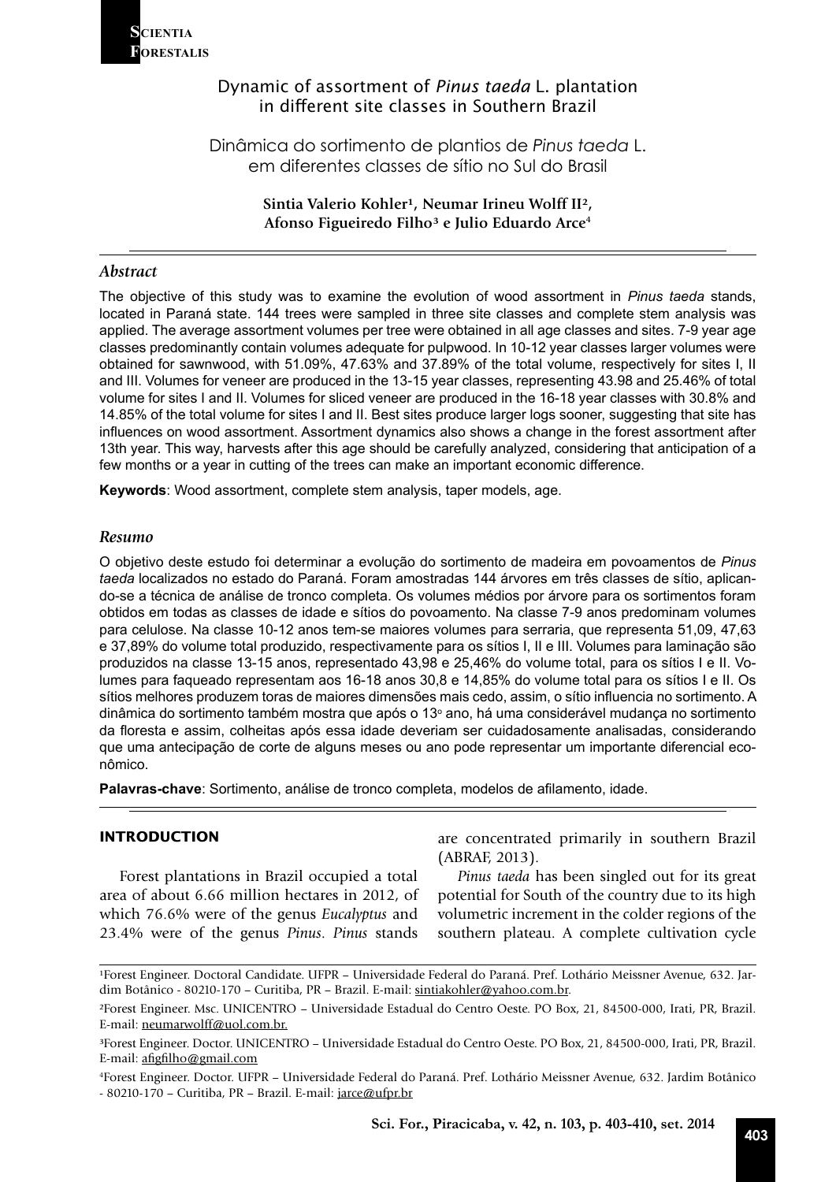# Dynamic of assortment of *Pinus taeda* L. plantation in different site classes in Southern Brazil

# Dinâmica do sortimento de plantios de *Pinus taeda* L. em diferentes classes de sítio no Sul do Brasil

**Sintia Valerio Kohler[1], Neumar Irineu Wolff II[2], Afonso Figueiredo Filho[3] e Julio Eduardo Arce[4]**

## *Abstract*

The objective of this study was to examine the evolution of wood assortment in *Pinus taeda* stands, located in Paraná state. 144 trees were sampled in three site classes and complete stem analysis was applied. The average assortment volumes per tree were obtained in all age classes and sites. 7-9 year age classes predominantly contain volumes adequate for pulpwood. In 10-12 year classes larger volumes were obtained for sawnwood, with 51.09%, 47.63% and 37.89% of the total volume, respectively for sites I, II and III. Volumes for veneer are produced in the 13-15 year classes, representing 43.98 and 25.46% of total volume for sites I and II. Volumes for sliced veneer are produced in the 16-18 year classes with 30.8% and 14.85% of the total volume for sites I and II. Best sites produce larger logs sooner, suggesting that site has influences on wood assortment. Assortment dynamics also shows a change in the forest assortment after 13th year. This way, harvests after this age should be carefully analyzed, considering that anticipation of a few months or a year in cutting of the trees can make an important economic difference.

**Keywords**: Wood assortment, complete stem analysis, taper models, age.

## *Resumo*

O objetivo deste estudo foi determinar a evolução do sortimento de madeira em povoamentos de *Pinus taeda* localizados no estado do Paraná. Foram amostradas 144 árvores em três classes de sítio, aplicando-se a técnica de análise de tronco completa. Os volumes médios por árvore para os sortimentos foram obtidos em todas as classes de idade e sítios do povoamento. Na classe 7-9 anos predominam volumes para celulose. Na classe 10-12 anos tem-se maiores volumes para serraria, que representa 51,09, 47,63 e 37,89% do volume total produzido, respectivamente para os sítios I, II e III. Volumes para laminação são produzidos na classe 13-15 anos, representado 43,98 e 25,46% do volume total, para os sítios I e II. Volumes para faqueado representam aos 16-18 anos 30,8 e 14,85% do volume total para os sítios I e II. Os sítios melhores produzem toras de maiores dimensões mais cedo, assim, o sítio influencia no sortimento. A dinâmica do sortimento também mostra que após o 13º ano, há uma considerável mudança no sortimento da floresta e assim, colheitas após essa idade deveriam ser cuidadosamente analisadas, considerando que uma antecipação de corte de alguns meses ou ano pode representar um importante diferencial econômico.

**Palavras-chave**: Sortimento, análise de tronco completa, modelos de afilamento, idade.

## INTRODUCTION

Forest plantations in Brazil occupied a total area of about 6.66 million hectares in 2012, of which 76.6% were of the genus *Eucalyptus* and 23.4% were of the genus *Pinus*. *Pinus* stands are concentrated primarily in southern Brazil (ABRAF, 2013).

*Pinus taeda* has been singled out for its great potential for South of the country due to its high volumetric increment in the colder regions of the southern plateau. A complete cultivation cycle

[1]Forest Engineer. Doctoral Candidate. UFPR – Universidade Federal do Paraná. Pref. Lothário Meissner Avenue, 632. Jardim Botânico - 80210-170 – Curitiba, PR – Brazil. E-mail: sintiakohler@yahoo.com.br.

[2]Forest Engineer. Msc. UNICENTRO – Universidade Estadual do Centro Oeste. PO Box, 21, 84500-000, Irati, PR, Brazil. E-mail: neumarwolff@uol.com.br.

[3]Forest Engineer. Doctor. UNICENTRO – Universidade Estadual do Centro Oeste. PO Box, 21, 84500-000, Irati, PR, Brazil. E-mail: afigfilho@gmail.com

[4]Forest Engineer. Doctor. UFPR – Universidade Federal do Paraná. Pref. Lothário Meissner Avenue, 632. Jardim Botânico - 80210-170 – Curitiba, PR – Brazil. E-mail: jarce@ufpr.br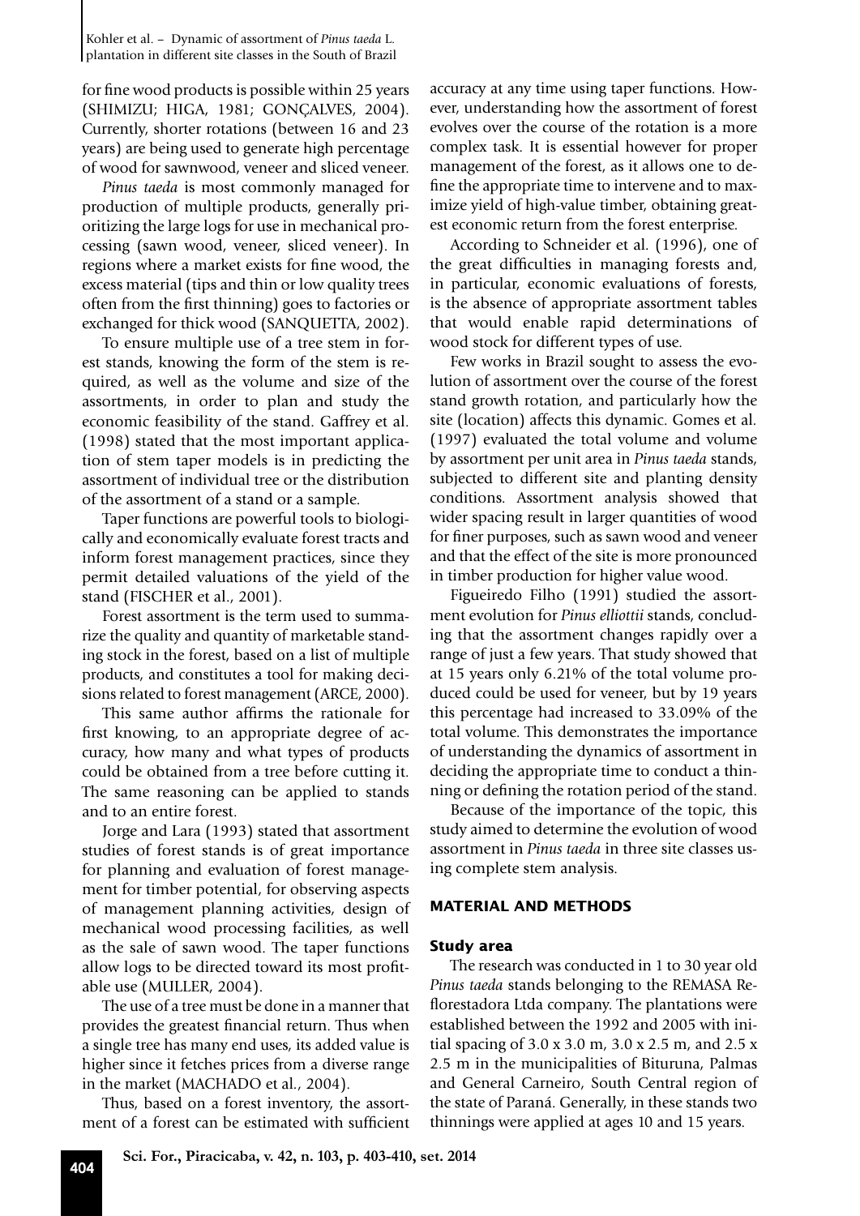for fine wood products is possible within 25 years (SHIMIZU; HIGA, 1981; GONÇALVES, 2004). Currently, shorter rotations (between 16 and 23 years) are being used to generate high percentage of wood for sawnwood, veneer and sliced veneer.

*Pinus taeda* is most commonly managed for production of multiple products, generally prioritizing the large logs for use in mechanical processing (sawn wood, veneer, sliced veneer). In regions where a market exists for fine wood, the excess material (tips and thin or low quality trees often from the first thinning) goes to factories or exchanged for thick wood (SANQUETTA, 2002).

To ensure multiple use of a tree stem in forest stands, knowing the form of the stem is required, as well as the volume and size of the assortments, in order to plan and study the economic feasibility of the stand. Gaffrey et al. (1998) stated that the most important application of stem taper models is in predicting the assortment of individual tree or the distribution of the assortment of a stand or a sample.

Taper functions are powerful tools to biologically and economically evaluate forest tracts and inform forest management practices, since they permit detailed valuations of the yield of the stand (FISCHER et al., 2001).

Forest assortment is the term used to summarize the quality and quantity of marketable standing stock in the forest, based on a list of multiple products, and constitutes a tool for making decisions related to forest management (ARCE, 2000).

This same author affirms the rationale for first knowing, to an appropriate degree of accuracy, how many and what types of products could be obtained from a tree before cutting it. The same reasoning can be applied to stands and to an entire forest.

Jorge and Lara (1993) stated that assortment studies of forest stands is of great importance for planning and evaluation of forest management for timber potential, for observing aspects of management planning activities, design of mechanical wood processing facilities, as well as the sale of sawn wood. The taper functions allow logs to be directed toward its most profitable use (MULLER, 2004).

The use of a tree must be done in a manner that provides the greatest financial return. Thus when a single tree has many end uses, its added value is higher since it fetches prices from a diverse range in the market (MACHADO et al., 2004).

Thus, based on a forest inventory, the assortment of a forest can be estimated with sufficient accuracy at any time using taper functions. However, understanding how the assortment of forest evolves over the course of the rotation is a more complex task. It is essential however for proper management of the forest, as it allows one to define the appropriate time to intervene and to maximize yield of high-value timber, obtaining greatest economic return from the forest enterprise.

According to Schneider et al. (1996), one of the great difficulties in managing forests and, in particular, economic evaluations of forests, is the absence of appropriate assortment tables that would enable rapid determinations of wood stock for different types of use.

Few works in Brazil sought to assess the evolution of assortment over the course of the forest stand growth rotation, and particularly how the site (location) affects this dynamic. Gomes et al. (1997) evaluated the total volume and volume by assortment per unit area in *Pinus taeda* stands, subjected to different site and planting density conditions. Assortment analysis showed that wider spacing result in larger quantities of wood for finer purposes, such as sawn wood and veneer and that the effect of the site is more pronounced in timber production for higher value wood.

Figueiredo Filho (1991) studied the assortment evolution for *Pinus elliottii* stands, concluding that the assortment changes rapidly over a range of just a few years. That study showed that at 15 years only 6.21% of the total volume produced could be used for veneer, but by 19 years this percentage had increased to 33.09% of the total volume. This demonstrates the importance of understanding the dynamics of assortment in deciding the appropriate time to conduct a thinning or defining the rotation period of the stand.

Because of the importance of the topic, this study aimed to determine the evolution of wood assortment in *Pinus taeda* in three site classes using complete stem analysis.

## MATERIAL AND METHODS

### Study area

The research was conducted in 1 to 30 year old *Pinus taeda* stands belonging to the REMASA Reflorestadora Ltda company. The plantations were established between the 1992 and 2005 with initial spacing of 3.0 x 3.0 m, 3.0 x 2.5 m, and 2.5 x 2.5 m in the municipalities of Bituruna, Palmas and General Carneiro, South Central region of the state of Paraná. Generally, in these stands two thinnings were applied at ages 10 and 15 years.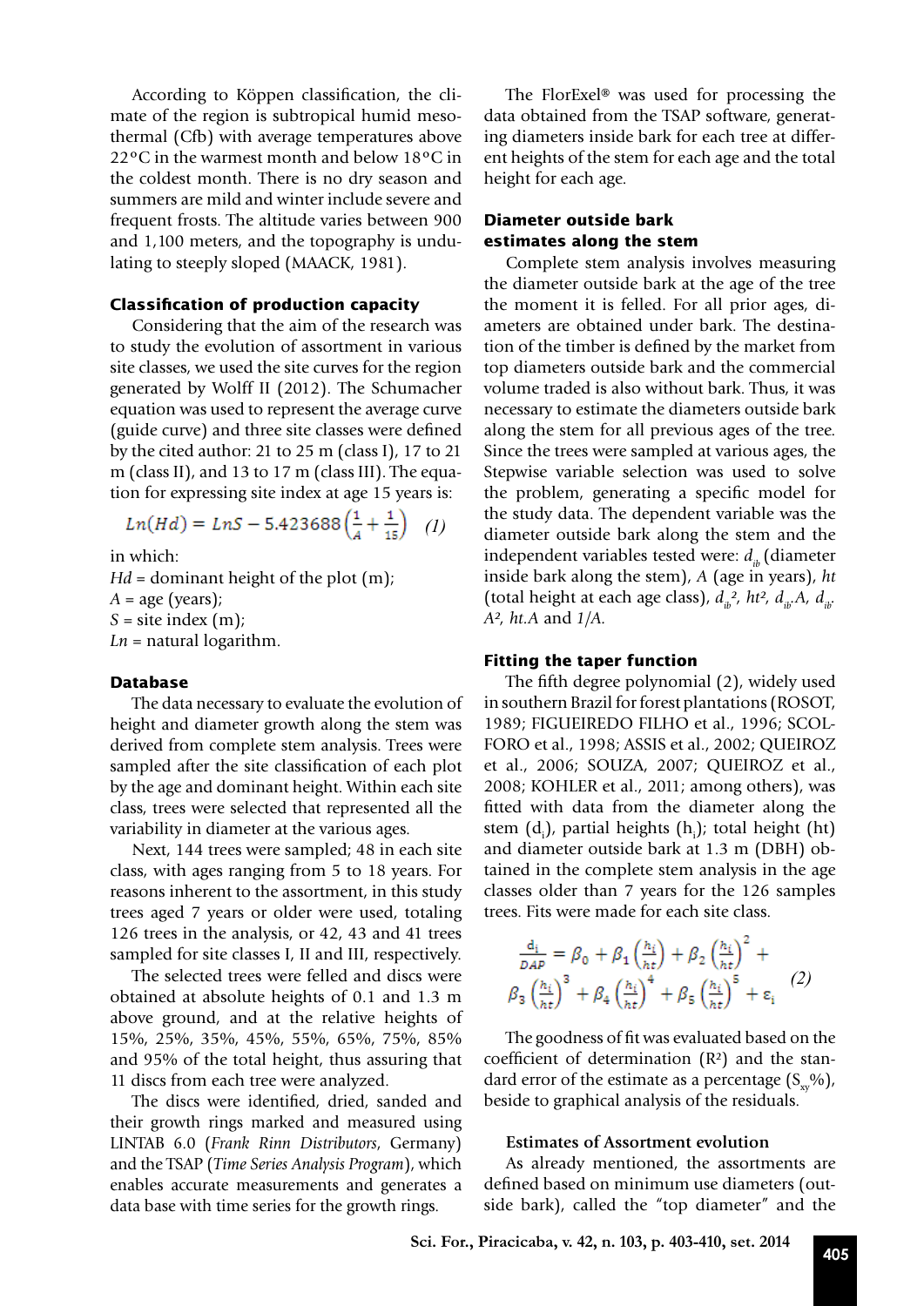According to Köppen classification, the climate of the region is subtropical humid mesothermal (Cfb) with average temperatures above 22°C in the warmest month and below 18°C in the coldest month. There is no dry season and summers are mild and winter include severe and frequent frosts. The altitude varies between 900 and 1,100 meters, and the topography is undulating to steeply sloped (MAACK, 1981).

### Classification of production capacity

Considering that the aim of the research was to study the evolution of assortment in various site classes, we used the site curves for the region generated by Wolff II (2012). The Schumacher equation was used to represent the average curve (guide curve) and three site classes were defined by the cited author: 21 to 25 m (class I), 17 to 21 m (class II), and 13 to 17 m (class III). The equation for expressing site index at age 15 years is:

$$Ln(Hd) = LnS - 5.423688\left(\frac{1}{A} + \frac{1}{15}\right) \quad (1)$$

in which:
$Hd$ = dominant height of the plot (m);
$A$ = age (years);
$S$ = site index (m);
$Ln$ = natural logarithm.

### Database

The data necessary to evaluate the evolution of height and diameter growth along the stem was derived from complete stem analysis. Trees were sampled after the site classification of each plot by the age and dominant height. Within each site class, trees were selected that represented all the variability in diameter at the various ages.

Next, 144 trees were sampled; 48 in each site class, with ages ranging from 5 to 18 years. For reasons inherent to the assortment, in this study trees aged 7 years or older were used, totaling 126 trees in the analysis, or 42, 43 and 41 trees sampled for site classes I, II and III, respectively.

The selected trees were felled and discs were obtained at absolute heights of 0.1 and 1.3 m above ground, and at the relative heights of 15%, 25%, 35%, 45%, 55%, 65%, 75%, 85% and 95% of the total height, thus assuring that 11 discs from each tree were analyzed.

The discs were identified, dried, sanded and their growth rings marked and measured using LINTAB 6.0 (*Frank Rinn Distributors*, Germany) and the TSAP (*Time Series Analysis Program*), which enables accurate measurements and generates a data base with time series for the growth rings.

The FlorExel® was used for processing the data obtained from the TSAP software, generating diameters inside bark for each tree at different heights of the stem for each age and the total height for each age.

### Diameter outside bark estimates along the stem

Complete stem analysis involves measuring the diameter outside bark at the age of the tree the moment it is felled. For all prior ages, diameters are obtained under bark. The destination of the timber is defined by the market from top diameters outside bark and the commercial volume traded is also without bark. Thus, it was necessary to estimate the diameters outside bark along the stem for all previous ages of the tree. Since the trees were sampled at various ages, the Stepwise variable selection was used to solve the problem, generating a specific model for the study data. The dependent variable was the diameter outside bark along the stem and the independent variables tested were: $d_{ib}$ (diameter inside bark along the stem), $A$ (age in years), $ht$ (total height at each age class), $d_{ib}^2$, $ht^2$, $d_{ib}.A$, $d_{ib}.A^2$, $ht.A$ and $1/A$.

### Fitting the taper function

The fifth degree polynomial (2), widely used in southern Brazil for forest plantations (ROSOT, 1989; FIGUEIREDO FILHO et al., 1996; SCOLFORO et al., 1998; ASSIS et al., 2002; QUEIROZ et al., 2006; SOUZA, 2007; QUEIROZ et al., 2008; KOHLER et al., 2011; among others), was fitted with data from the diameter along the stem ($d_i$), partial heights ($h_i$); total height (ht) and diameter outside bark at 1.3 m (DBH) obtained in the complete stem analysis in the age classes older than 7 years for the 126 samples trees. Fits were made for each site class.

$$\frac{d_i}{DAP} = \beta_0 + \beta_1\left(\frac{h_i}{ht}\right) + \beta_2\left(\frac{h_i}{ht}\right)^2 + \beta_3\left(\frac{h_i}{ht}\right)^3 + \beta_4\left(\frac{h_i}{ht}\right)^4 + \beta_5\left(\frac{h_i}{ht}\right)^5 + \varepsilon_i \quad (2)$$

The goodness of fit was evaluated based on the coefficient of determination ($R^2$) and the standard error of the estimate as a percentage ($S_{xy}\%$), beside to graphical analysis of the residuals.

#### Estimates of Assortment evolution

As already mentioned, the assortments are defined based on minimum use diameters (outside bark), called the "top diameter" and the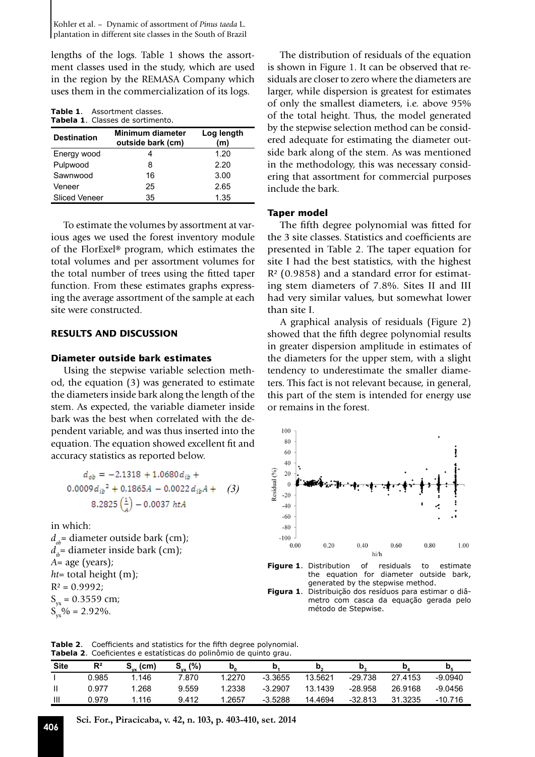lengths of the logs. Table 1 shows the assortment classes used in the study, which are used in the region by the REMASA Company which uses them in the commercialization of its logs.

**Table 1**. Assortment classes.
**Tabela 1**. Classes de sortimento.

| Destination | Minimum diameter outside bark (cm) | Log length (m) |
|---|---|---|
| Energy wood | 4 | 1.20 |
| Pulpwood | 8 | 2.20 |
| Sawnwood | 16 | 3.00 |
| Veneer | 25 | 2.65 |
| Sliced Veneer | 35 | 1.35 |

To estimate the volumes by assortment at various ages we used the forest inventory module of the FlorExel® program, which estimates the total volumes and per assortment volumes for the total number of trees using the fitted taper function. From these estimates graphs expressing the average assortment of the sample at each site were constructed.

## RESULTS AND DISCUSSION

### Diameter outside bark estimates

Using the stepwise variable selection method, the equation (3) was generated to estimate the diameters inside bark along the length of the stem. As expected, the variable diameter inside bark was the best when correlated with the dependent variable, and was thus inserted into the equation. The equation showed excellent fit and accuracy statistics as reported below.

$$d_{ob} = -2.1318 + 1.0680\,d_{ib} + 0.0009\,d_{ib}^{\,2} + 0.1865A - 0.0022\,d_{ib}A + 8.2825\left(\frac{1}{A}\right) - 0.0037\,htA \quad (3)$$

in which:
$d_{ob}$= diameter outside bark (cm);
$d_{ib}$= diameter inside bark (cm);
$A$= age (years);
$ht$= total height (m);
$R^2 = 0.9992$;
$S_{yx} = 0.3559$ cm;
$S_{yx}\% = 2.92\%$.

The distribution of residuals of the equation is shown in Figure 1. It can be observed that residuals are closer to zero where the diameters are larger, while dispersion is greatest for estimates of only the smallest diameters, i.e. above 95% of the total height. Thus, the model generated by the stepwise selection method can be considered adequate for estimating the diameter outside bark along of the stem. As was mentioned in the methodology, this was necessary considering that assortment for commercial purposes include the bark.

### Taper model

The fifth degree polynomial was fitted for the 3 site classes. Statistics and coefficients are presented in Table 2. The taper equation for site I had the best statistics, with the highest $R^2$ (0.9858) and a standard error for estimating stem diameters of 7.8%. Sites II and III had very similar values, but somewhat lower than site I.

A graphical analysis of residuals (Figure 2) showed that the fifth degree polynomial results in greater dispersion amplitude in estimates of the diameters for the upper stem, with a slight tendency to underestimate the smaller diameters. This fact is not relevant because, in general, this part of the stem is intended for energy use or remains in the forest.

**Figure 1**. Distribution of residuals to estimate the equation for diameter outside bark, generated by the stepwise method.
**Figura 1**. Distribuição dos resíduos para estimar o diâmetro com casca da equação gerada pelo método de Stepwise.

**Table 2**. Coefficients and statistics for the fifth degree polynomial.
**Tabela 2**. Coeficientes e estatísticas do polinômio de quinto grau.

| Site | $R^2$ | $S_{yx}$ (cm) | $S_{yx}$ (%) | $b_0$ | $b_1$ | $b_2$ | $b_3$ | $b_4$ | $b_5$ |
|---|---|---|---|---|---|---|---|---|---|
| I | 0.985 | 1.146 | 7.870 | 1.2270 | -3.3655 | 13.5621 | -29.738 | 27.4153 | -9.0940 |
| II | 0.977 | 1.268 | 9.559 | 1.2338 | -3.2907 | 13.1439 | -28.958 | 26.9168 | -9.0456 |
| III | 0.979 | 1.116 | 9.412 | 1.2657 | -3.5288 | 14.4694 | -32.813 | 31.3235 | -10.716 |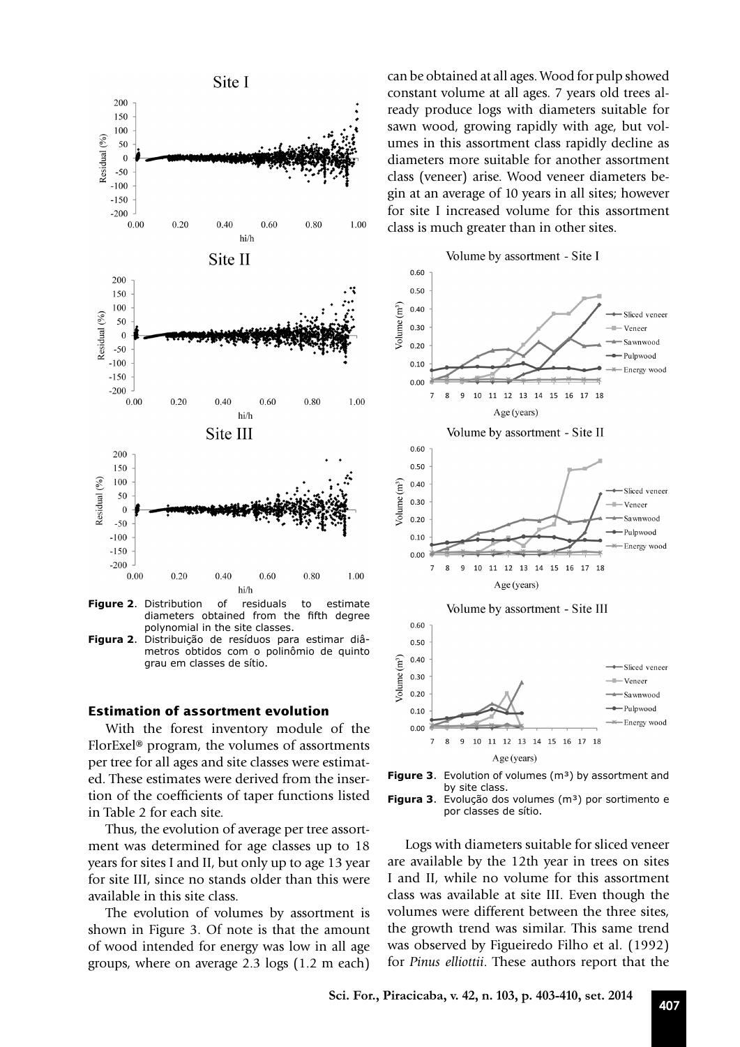Figure 2. Distribution of residuals to estimate diameters obtained from the fifth degree polynomial in the site classes.

Figura 2. Distribuição de resíduos para estimar diâmetros obtidos com o polinômio de quinto grau em classes de sítio.

### Estimation of assortment evolution

With the forest inventory module of the FlorExel® program, the volumes of assortments per tree for all ages and site classes were estimated. These estimates were derived from the insertion of the coefficients of taper functions listed in Table 2 for each site.

Thus, the evolution of average per tree assortment was determined for age classes up to 18 years for sites I and II, but only up to age 13 year for site III, since no stands older than this were available in this site class.

The evolution of volumes by assortment is shown in Figure 3. Of note is that the amount of wood intended for energy was low in all age groups, where on average 2.3 logs (1.2 m each) can be obtained at all ages. Wood for pulp showed constant volume at all ages. 7 years old trees already produce logs with diameters suitable for sawn wood, growing rapidly with age, but volumes in this assortment class rapidly decline as diameters more suitable for another assortment class (veneer) arise. Wood veneer diameters begin at an average of 10 years in all sites; however for site I increased volume for this assortment class is much greater than in other sites.

Figure 3. Evolution of volumes (m³) by assortment and by site class.

Figura 3. Evolução dos volumes (m³) por sortimento e por classes de sítio.

Logs with diameters suitable for sliced veneer are available by the 12th year in trees on sites I and II, while no volume for this assortment class was available at site III. Even though the volumes were different between the three sites, the growth trend was similar. This same trend was observed by Figueiredo Filho et al. (1992) for *Pinus elliottii*. These authors report that the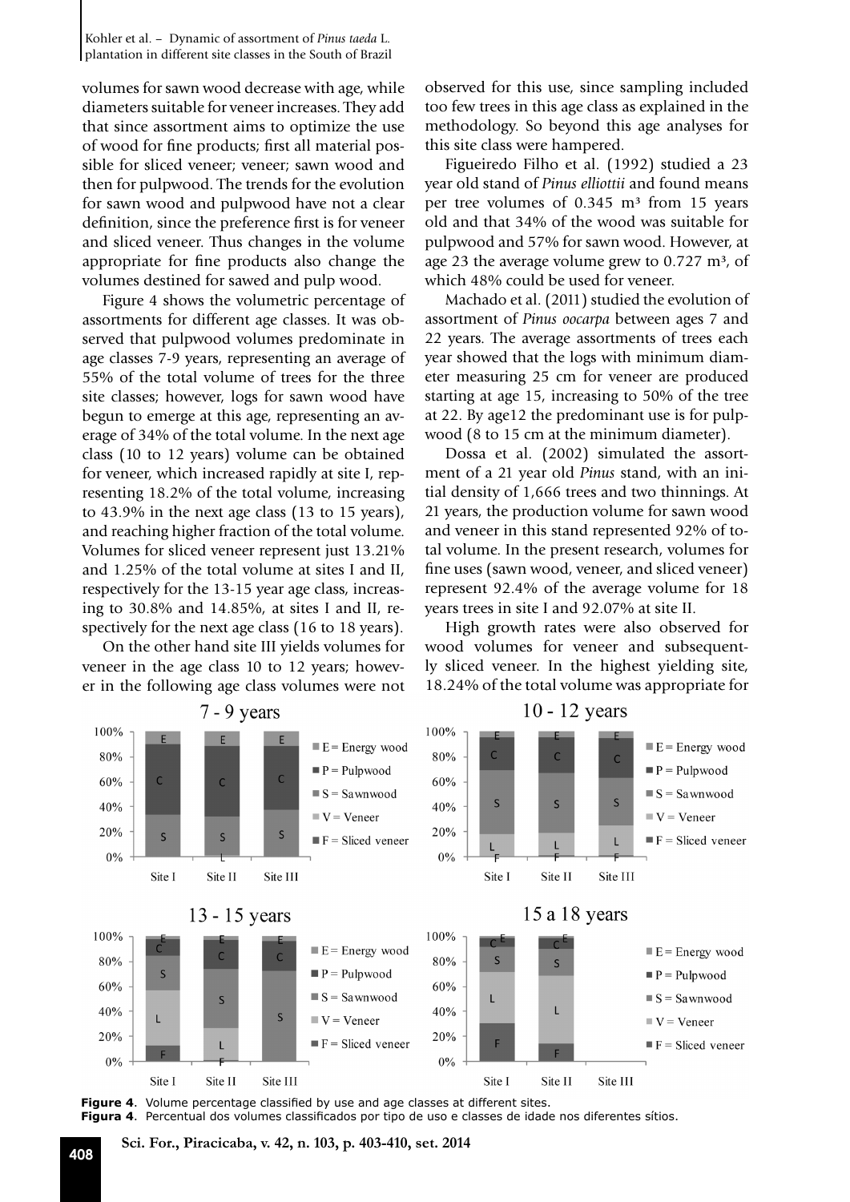volumes for sawn wood decrease with age, while diameters suitable for veneer increases. They add that since assortment aims to optimize the use of wood for fine products; first all material possible for sliced veneer; veneer; sawn wood and then for pulpwood. The trends for the evolution for sawn wood and pulpwood have not a clear definition, since the preference first is for veneer and sliced veneer. Thus changes in the volume appropriate for fine products also change the volumes destined for sawed and pulp wood.

Figure 4 shows the volumetric percentage of assortments for different age classes. It was observed that pulpwood volumes predominate in age classes 7-9 years, representing an average of 55% of the total volume of trees for the three site classes; however, logs for sawn wood have begun to emerge at this age, representing an average of 34% of the total volume. In the next age class (10 to 12 years) volume can be obtained for veneer, which increased rapidly at site I, representing 18.2% of the total volume, increasing to 43.9% in the next age class (13 to 15 years), and reaching higher fraction of the total volume. Volumes for sliced veneer represent just 13.21% and 1.25% of the total volume at sites I and II, respectively for the 13-15 year age class, increasing to 30.8% and 14.85%, at sites I and II, respectively for the next age class (16 to 18 years).

On the other hand site III yields volumes for veneer in the age class 10 to 12 years; however in the following age class volumes were not observed for this use, since sampling included too few trees in this age class as explained in the methodology. So beyond this age analyses for this site class were hampered.

Figueiredo Filho et al. (1992) studied a 23 year old stand of *Pinus elliottii* and found means per tree volumes of 0.345 m³ from 15 years old and that 34% of the wood was suitable for pulpwood and 57% for sawn wood. However, at age 23 the average volume grew to 0.727 m³, of which 48% could be used for veneer.

Machado et al. (2011) studied the evolution of assortment of *Pinus oocarpa* between ages 7 and 22 years. The average assortments of trees each year showed that the logs with minimum diameter measuring 25 cm for veneer are produced starting at age 15, increasing to 50% of the tree at 22. By age12 the predominant use is for pulpwood (8 to 15 cm at the minimum diameter).

Dossa et al. (2002) simulated the assortment of a 21 year old *Pinus* stand, with an initial density of 1,666 trees and two thinnings. At 21 years, the production volume for sawn wood and veneer in this stand represented 92% of total volume. In the present research, volumes for fine uses (sawn wood, veneer, and sliced veneer) represent 92.4% of the average volume for 18 years trees in site I and 92.07% at site II.

High growth rates were also observed for wood volumes for veneer and subsequently sliced veneer. In the highest yielding site, 18.24% of the total volume was appropriate for

**Figure 4**. Volume percentage classified by use and age classes at different sites.
**Figura 4**. Percentual dos volumes classificados por tipo de uso e classes de idade nos diferentes sítios.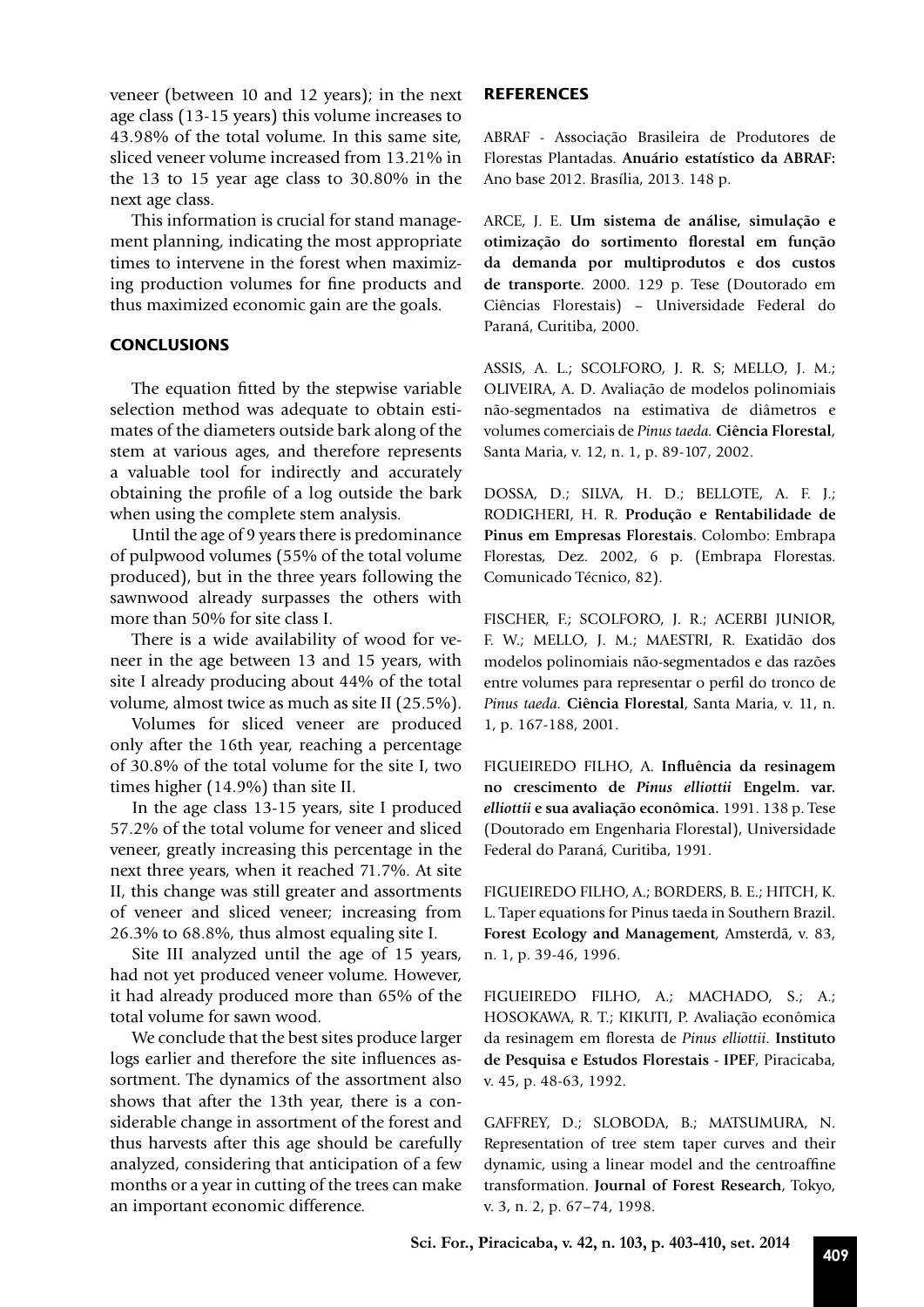veneer (between 10 and 12 years); in the next age class (13-15 years) this volume increases to 43.98% of the total volume. In this same site, sliced veneer volume increased from 13.21% in the 13 to 15 year age class to 30.80% in the next age class.

This information is crucial for stand management planning, indicating the most appropriate times to intervene in the forest when maximizing production volumes for fine products and thus maximized economic gain are the goals.

## CONCLUSIONS

The equation fitted by the stepwise variable selection method was adequate to obtain estimates of the diameters outside bark along of the stem at various ages, and therefore represents a valuable tool for indirectly and accurately obtaining the profile of a log outside the bark when using the complete stem analysis.

Until the age of 9 years there is predominance of pulpwood volumes (55% of the total volume produced), but in the three years following the sawnwood already surpasses the others with more than 50% for site class I.

There is a wide availability of wood for veneer in the age between 13 and 15 years, with site I already producing about 44% of the total volume, almost twice as much as site II (25.5%).

Volumes for sliced veneer are produced only after the 16th year, reaching a percentage of 30.8% of the total volume for the site I, two times higher (14.9%) than site II.

In the age class 13-15 years, site I produced 57.2% of the total volume for veneer and sliced veneer, greatly increasing this percentage in the next three years, when it reached 71.7%. At site II, this change was still greater and assortments of veneer and sliced veneer; increasing from 26.3% to 68.8%, thus almost equaling site I.

Site III analyzed until the age of 15 years, had not yet produced veneer volume. However, it had already produced more than 65% of the total volume for sawn wood.

We conclude that the best sites produce larger logs earlier and therefore the site influences assortment. The dynamics of the assortment also shows that after the 13th year, there is a considerable change in assortment of the forest and thus harvests after this age should be carefully analyzed, considering that anticipation of a few months or a year in cutting of the trees can make an important economic difference.

## REFERENCES

ABRAF - Associação Brasileira de Produtores de Florestas Plantadas. **Anuário estatístico da ABRAF:** Ano base 2012. Brasília, 2013. 148 p.

ARCE, J. E. **Um sistema de análise, simulação e otimização do sortimento florestal em função da demanda por multiprodutos e dos custos de transporte**. 2000. 129 p. Tese (Doutorado em Ciências Florestais) – Universidade Federal do Paraná, Curitiba, 2000.

ASSIS, A. L.; SCOLFORO, J. R. S; MELLO, J. M.; OLIVEIRA, A. D. Avaliação de modelos polinomiais não-segmentados na estimativa de diâmetros e volumes comerciais de *Pinus taeda*. **Ciência Florestal**, Santa Maria, v. 12, n. 1, p. 89-107, 2002.

DOSSA, D.; SILVA, H. D.; BELLOTE, A. F. J.; RODIGHERI, H. R. **Produção e Rentabilidade de Pinus em Empresas Florestais**. Colombo: Embrapa Florestas, Dez. 2002, 6 p. (Embrapa Florestas. Comunicado Técnico, 82).

FISCHER, F.; SCOLFORO, J. R.; ACERBI JUNIOR, F. W.; MELLO, J. M.; MAESTRI, R. Exatidão dos modelos polinomiais não-segmentados e das razões entre volumes para representar o perfil do tronco de *Pinus taeda*. **Ciência Florestal**, Santa Maria, v. 11, n. 1, p. 167-188, 2001.

FIGUEIREDO FILHO, A. **Influência da resinagem no crescimento de *Pinus elliottii* Engelm. var. *elliottii* e sua avaliação econômica.** 1991. 138 p. Tese (Doutorado em Engenharia Florestal), Universidade Federal do Paraná, Curitiba, 1991.

FIGUEIREDO FILHO, A.; BORDERS, B. E.; HITCH, K. L. Taper equations for Pinus taeda in Southern Brazil. **Forest Ecology and Management**, Amsterdã, v. 83, n. 1, p. 39-46, 1996.

FIGUEIREDO FILHO, A.; MACHADO, S.; A.; HOSOKAWA, R. T.; KIKUTI, P. Avaliação econômica da resinagem em floresta de *Pinus elliottii*. **Instituto de Pesquisa e Estudos Florestais - IPEF**, Piracicaba, v. 45, p. 48-63, 1992.

GAFFREY, D.; SLOBODA, B.; MATSUMURA, N. Representation of tree stem taper curves and their dynamic, using a linear model and the centroaffine transformation. **Journal of Forest Research**, Tokyo, v. 3, n. 2, p. 67–74, 1998.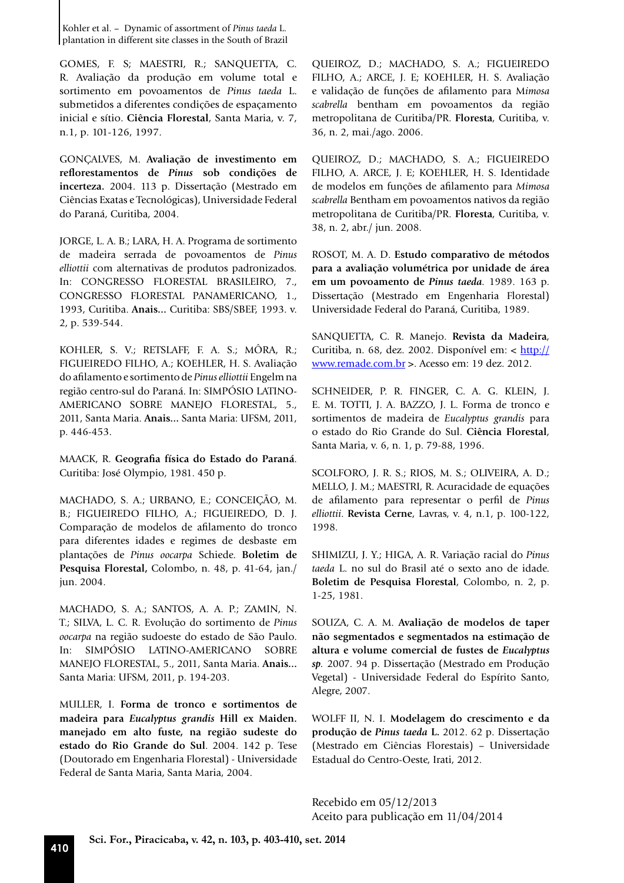GOMES, F. S; MAESTRI, R.; SANQUETTA, C. R. Avaliação da produção em volume total e sortimento em povoamentos de *Pinus taeda* L. submetidos a diferentes condições de espaçamento inicial e sítio. **Ciência Florestal**, Santa Maria, v. 7, n.1, p. 101-126, 1997.

GONÇALVES, M. **Avaliação de investimento em reflorestamentos de *Pinus* sob condições de incerteza.** 2004. 113 p. Dissertação (Mestrado em Ciências Exatas e Tecnológicas), Universidade Federal do Paraná, Curitiba, 2004.

JORGE, L. A. B.; LARA, H. A. Programa de sortimento de madeira serrada de povoamentos de *Pinus elliottii* com alternativas de produtos padronizados. In: CONGRESSO FLORESTAL BRASILEIRO, 7., CONGRESSO FLORESTAL PANAMERICANO, 1., 1993, Curitiba. **Anais...** Curitiba: SBS/SBEF, 1993. v. 2, p. 539-544.

KOHLER, S. V.; RETSLAFF, F. A. S.; MÔRA, R.; FIGUEIREDO FILHO, A.; KOEHLER, H. S. Avaliação do afilamento e sortimento de *Pinus elliottii* Engelm na região centro-sul do Paraná. In: SIMPÓSIO LATINO-AMERICANO SOBRE MANEJO FLORESTAL, 5., 2011, Santa Maria. **Anais...** Santa Maria: UFSM, 2011, p. 446-453.

MAACK, R. **Geografia física do Estado do Paraná**. Curitiba: José Olympio, 1981. 450 p.

MACHADO, S. A.; URBANO, E.; CONCEIÇÃO, M. B.; FIGUEIREDO FILHO, A.; FIGUEIREDO, D. J. Comparação de modelos de afilamento do tronco para diferentes idades e regimes de desbaste em plantações de *Pinus oocarpa* Schiede. **Boletim de Pesquisa Florestal,** Colombo, n. 48, p. 41-64, jan./jun. 2004.

MACHADO, S. A.; SANTOS, A. A. P.; ZAMIN, N. T.; SILVA, L. C. R. Evolução do sortimento de *Pinus oocarpa* na região sudoeste do estado de São Paulo. In: SIMPÓSIO LATINO-AMERICANO SOBRE MANEJO FLORESTAL, 5., 2011, Santa Maria. **Anais...** Santa Maria: UFSM, 2011, p. 194-203.

MULLER, I. **Forma de tronco e sortimentos de madeira para *Eucalyptus grandis* Hill ex Maiden. manejado em alto fuste, na região sudeste do estado do Rio Grande do Sul**. 2004. 142 p. Tese (Doutorado em Engenharia Florestal) - Universidade Federal de Santa Maria, Santa Maria, 2004.

QUEIROZ, D.; MACHADO, S. A.; FIGUEIREDO FILHO, A.; ARCE, J. E; KOEHLER, H. S. Avaliação e validação de funções de afilamento para M*imosa scabrella* bentham em povoamentos da região metropolitana de Curitiba/PR. **Floresta**, Curitiba, v. 36, n. 2, mai./ago. 2006.

QUEIROZ, D.; MACHADO, S. A.; FIGUEIREDO FILHO, A. ARCE, J. E; KOEHLER, H. S. Identidade de modelos em funções de afilamento para *Mimosa scabrella* Bentham em povoamentos nativos da região metropolitana de Curitiba/PR. **Floresta**, Curitiba, v. 38, n. 2, abr./ jun. 2008.

ROSOT, M. A. D. **Estudo comparativo de métodos para a avaliação volumétrica por unidade de área em um povoamento de *Pinus taeda*.** 1989. 163 p. Dissertação (Mestrado em Engenharia Florestal) Universidade Federal do Paraná, Curitiba, 1989.

SANQUETTA, C. R. Manejo. **Revista da Madeira**, Curitiba, n. 68, dez. 2002. Disponível em: < http://www.remade.com.br >. Acesso em: 19 dez. 2012.

SCHNEIDER, P. R. FINGER, C. A. G. KLEIN, J. E. M. TOTTI, J. A. BAZZO, J. L. Forma de tronco e sortimentos de madeira de *Eucalyptus grandis* para o estado do Rio Grande do Sul. **Ciência Florestal**, Santa Maria, v. 6, n. 1, p. 79-88, 1996.

SCOLFORO, J. R. S.; RIOS, M. S.; OLIVEIRA, A. D.; MELLO, J. M.; MAESTRI, R. Acuracidade de equações de afilamento para representar o perfil de *Pinus elliottii*. **Revista Cerne**, Lavras, v. 4, n.1, p. 100-122, 1998.

SHIMIZU, J. Y.; HIGA, A. R. Variação racial do *Pinus taeda* L. no sul do Brasil até o sexto ano de idade. **Boletim de Pesquisa Florestal**, Colombo, n. 2, p. 1-25, 1981.

SOUZA, C. A. M. **Avaliação de modelos de taper não segmentados e segmentados na estimação de altura e volume comercial de fustes de *Eucalyptus* sp.** 2007. 94 p. Dissertação (Mestrado em Produção Vegetal) - Universidade Federal do Espírito Santo, Alegre, 2007.

WOLFF II, N. I. **Modelagem do crescimento e da produção de *Pinus taeda* L.** 2012. 62 p. Dissertação (Mestrado em Ciências Florestais) – Universidade Estadual do Centro-Oeste, Irati, 2012.

Recebido em 05/12/2013
Aceito para publicação em 11/04/2014